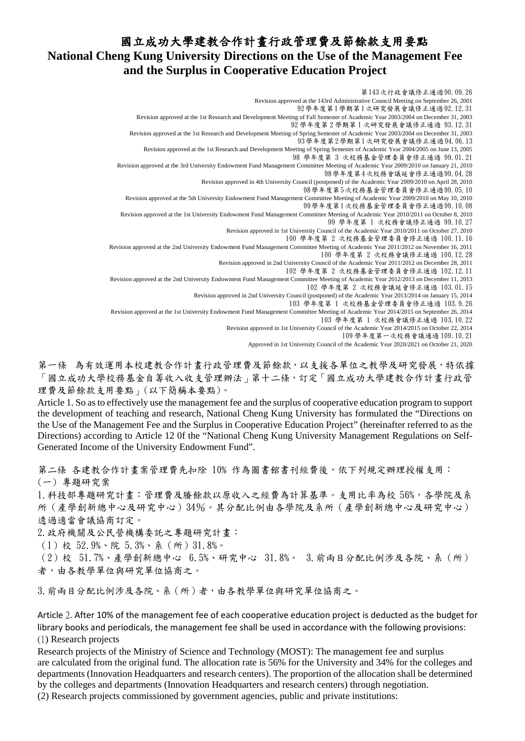# 國立成功大學建教合作計畫行政管理費及節餘款支用要點

# National Cheng Kung University Directions on the Use of the Management Fee and the Surplus in Cooperative Education Project

第143次行政會議修正通過90.09.26
Revision approved at the 143rd Administrative Council Meeting on September 26, 2001
92學年度第1學期第1次研究發展會議修正通過92.12.31
Revision approved at the 1st Research and Development Meeting of Fall Semester of Academic Year 2003/2004 on December 31, 2003
92學年度第2學期第1次研究發展會議修正通過 93.12.31
Revision approved at the 1st Research and Development Meeting of Spring Semester of Academic Year 2003/2004 on December 31, 2003
93學年度第2學期第1次研究發展會議修正通過94.06.13
Revision approved at the 1st Research and Development Meeting of Spring Semester of Academic Year 2004/2005 on June 13, 2005
98 學年度第 3 次校務基金管理委員會修正通過 99.01.21
Revision approved at the 3rd University Endowment Fund Management Committee Meeting of Academic Year 2009/2010 on January 21, 2010
98學年度第4次校務會議延會修正通過99.04.28
Revision approved in 4th University Council (postponed) of the Academic Year 2009/2010 on April 28, 2010
98學年度第5次校務基金管理委員會修正通過99.05.10
Revision approved at the 5th University Endowment Fund Management Committee Meeting of Academic Year 2009/2010 on May 10, 2010
99學年度第1次校務基金管理委員會修正通過99.10.08
Revision approved at the 1st University Endowment Fund Management Committee Meeting of Academic Year 2010/2011 on October 8, 2010
99 學年度第 1 次校務會議修正通過 99.10.27
Revision approved in 1st University Council of the Academic Year 2010/2011 on October 27, 2010
100 學年度第 2 次校務基金管理委員會修正通過 100.11.16
Revision approved at the 2nd University Endowment Fund Management Committee Meeting of Academic Year 2011/2012 on November 16, 2011
100 學年度第 2 次校務會議修正通過 100.12.28
Revision approved in 2nd University Council of the Academic Year 2011/2012 on December 28, 2011
102 學年度第 2 次校務基金管理委員會修正通過 102.12.11
Revision approved at the 2nd University Endowment Fund Management Committee Meeting of Academic Year 2012/2013 on December 11, 2013
102 學年度第 2 次校務會議延會修正通過 103.01.15
Revision approved in 2nd University Council (postponed) of the Academic Year 2013/2014 on January 15, 2014
103 學年度第 1 次校務基金管理委員會修正通過 103.9.26
Revision approved at the 1st University Endowment Fund Management Committee Meeting of Academic Year 2014/2015 on September 26, 2014
103 學年度第 1 次校務會議修正通過 103.10.22
Revision approved in 1st University Council of the Academic Year 2014/2015 on October 22, 2014
109 學年度第一次校務會議通過 109.10.21
Approved in 1st University Council of the Academic Year 2020/2021 on October 21, 2020

第一條 為有效運用本校建教合作計畫行政管理費及節餘款，以支援各單位之教學及研究發展，特依據「國立成功大學校務基金自籌收入收支管理辦法」第十二條，訂定「國立成功大學建教合作計畫行政管理費及節餘款支用要點」(以下簡稱本要點)。

Article 1. So as to effectively use the management fee and the surplus of cooperative education program to support the development of teaching and research, National Cheng Kung University has formulated the "Directions on the Use of the Management Fee and the Surplus in Cooperative Education Project" (hereinafter referred to as the Directions) according to Article 12 0f the "National Cheng Kung University Management Regulations on Self-Generated Income of the University Endowment Fund".

第二條 各建教合作計畫案管理費先扣除 10% 作為圖書館書刊經費後，依下列規定辦理授權支用：

(一) 專題研究案

1.科技部專題研究計畫：管理費及賸餘款以原收入之經費為計算基準。支用比率為校 56%，各學院及系所（產學創新總中心及研究中心）34%。其分配比例由各學院及系所（產學創新總中心及研究中心）透過適當會議協商訂定。

2.政府機關及公民營機構委託之專題研究計畫：

(1) 校 52.9%、院 5.3%、系（所）31.8%。

(2) 校 51.7%、產學創新總中心 6.5%、研究中心 31.8%。 3.前兩目分配比例涉及各院、系（所）者，由各教學單位與研究單位協商之。

3.前兩目分配比例涉及各院、系（所）者，由各教學單位與研究單位協商之。

Article 2. After 10% of the management fee of each cooperative education project is deducted as the budget for library books and periodicals, the management fee shall be used in accordance with the following provisions:

(1) Research projects

Research projects of the Ministry of Science and Technology (MOST): The management fee and surplus are calculated from the original fund. The allocation rate is 56% for the University and 34% for the colleges and departments (Innovation Headquarters and research centers). The proportion of the allocation shall be determined by the colleges and departments (Innovation Headquarters and research centers) through negotiation.

(2) Research projects commissioned by government agencies, public and private institutions: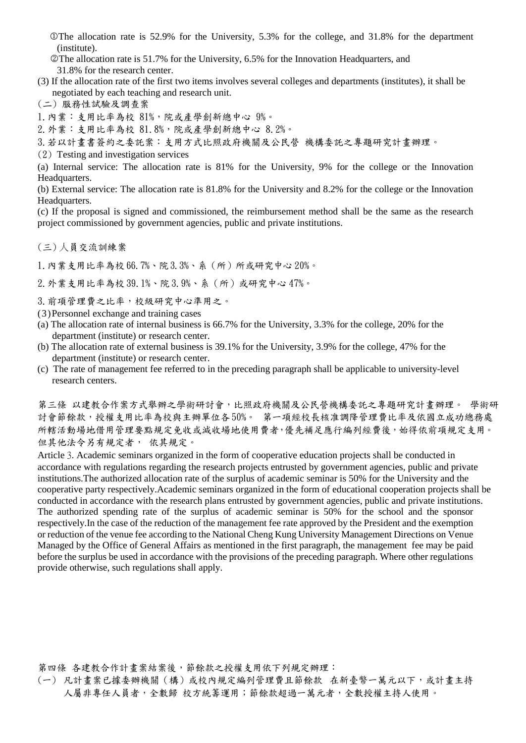①The allocation rate is 52.9% for the University, 5.3% for the college, and 31.8% for the department (institute).

②The allocation rate is 51.7% for the University, 6.5% for the Innovation Headquarters, and 31.8% for the research center.

(3) If the allocation rate of the first two items involves several colleges and departments (institutes), it shall be negotiated by each teaching and research unit.

(二) 服務性試驗及調查案

1. 內業：支用比率為校 81%，院或產學創新總中心 9%。

2. 外業：支用比率為校 81.8%，院或產學創新總中心 8.2%。

3. 若以計畫書簽約之委託案：支用方式比照政府機關及公民營 機構委託之專題研究計畫辦理。

(2) Testing and investigation services

(a) Internal service: The allocation rate is 81% for the University, 9% for the college or the Innovation Headquarters.

(b) External service: The allocation rate is 81.8% for the University and 8.2% for the college or the Innovation Headquarters.

(c) If the proposal is signed and commissioned, the reimbursement method shall be the same as the research project commissioned by government agencies, public and private institutions.

(三) 人員交流訓練案

1. 內業支用比率為校 66.7%、院 3.3%、系 (所) 所或研究中心 20%。

2. 外業支用比率為校 39.1%、院 3.9%、系 (所) 或研究中心 47%。

3. 前項管理費之比率，校級研究中心準用之。

(3) Personnel exchange and training cases

(a) The allocation rate of internal business is 66.7% for the University, 3.3% for the college, 20% for the department (institute) or research center.

(b) The allocation rate of external business is 39.1% for the University, 3.9% for the college, 47% for the department (institute) or research center.

(c) The rate of management fee referred to in the preceding paragraph shall be applicable to university-level research centers.

第三條 以建教合作案方式舉辦之學術研討會，比照政府機關及公民營機構委託之專題研究計畫辦理。 學術研討會節餘款，授權支用比率為校與主辦單位各 50%。 第一項經校長核准調降管理費比率及依國立成功總務處所轄活動場地借用管理要點規定免收或減收場地使用費者，優先補足應行編列經費後，始得依前項規定支用。但其他法令另有規定者， 依其規定。

Article 3. Academic seminars organized in the form of cooperative education projects shall be conducted in accordance with regulations regarding the research projects entrusted by government agencies, public and private institutions.The authorized allocation rate of the surplus of academic seminar is 50% for the University and the cooperative party respectively.Academic seminars organized in the form of educational cooperation projects shall be conducted in accordance with the research plans entrusted by government agencies, public and private institutions. The authorized spending rate of the surplus of academic seminar is 50% for the school and the sponsor respectively.In the case of the reduction of the management fee rate approved by the President and the exemption or reduction of the venue fee according to the National Cheng Kung University Management Directions on Venue Managed by the Office of General Affairs as mentioned in the first paragraph, the management fee may be paid before the surplus be used in accordance with the provisions of the preceding paragraph. Where other regulations provide otherwise, such regulations shall apply.

第四條 各建教合作計畫案結案後，節餘款之授權支用依下列規定辦理：

(一) 凡計畫案已據委辦機關 (構) 或校內規定編列管理費且節餘款 在新臺幣一萬元以下，或計畫主持人屬非專任人員者，全數歸 校方統籌運用；節餘款超過一萬元者，全數授權主持人使用。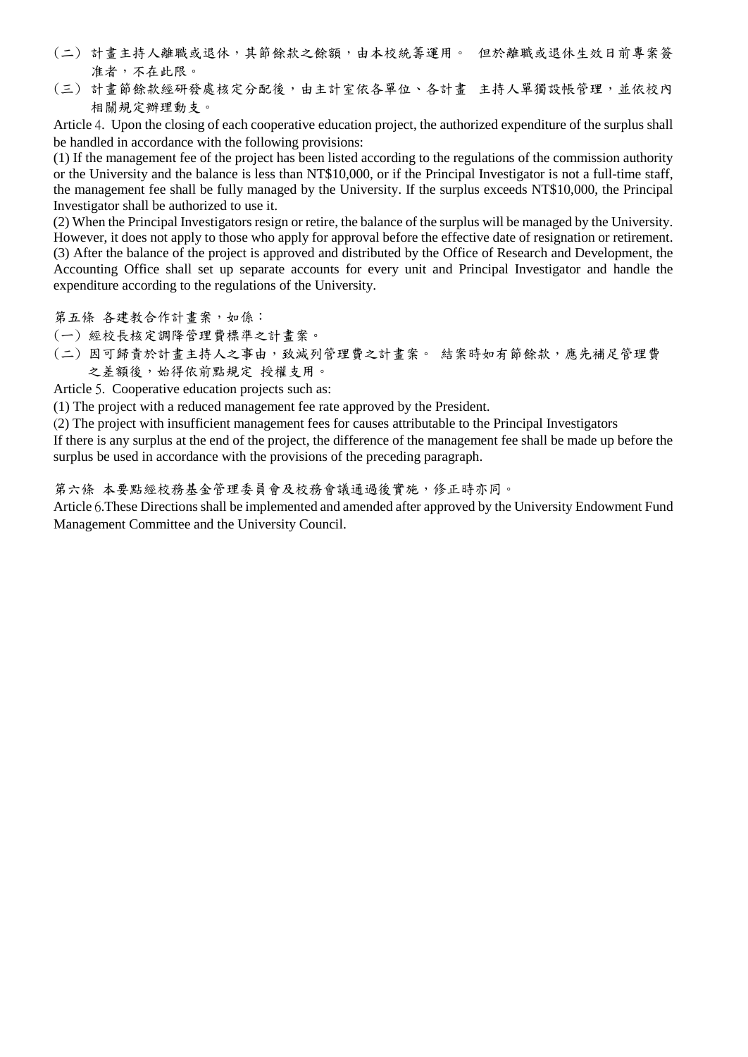（二）計畫主持人離職或退休，其節餘款之餘額，由本校統籌運用。 但於離職或退休生效日前專案簽准者，不在此限。

（三）計畫節餘款經研發處核定分配後，由主計室依各單位、各計畫 主持人單獨設帳管理，並依校內相關規定辦理動支。

Article 4. Upon the closing of each cooperative education project, the authorized expenditure of the surplus shall be handled in accordance with the following provisions:

(1) If the management fee of the project has been listed according to the regulations of the commission authority or the University and the balance is less than NT$10,000, or if the Principal Investigator is not a full-time staff, the management fee shall be fully managed by the University. If the surplus exceeds NT$10,000, the Principal Investigator shall be authorized to use it.

(2) When the Principal Investigators resign or retire, the balance of the surplus will be managed by the University. However, it does not apply to those who apply for approval before the effective date of resignation or retirement.

(3) After the balance of the project is approved and distributed by the Office of Research and Development, the Accounting Office shall set up separate accounts for every unit and Principal Investigator and handle the expenditure according to the regulations of the University.

第五條 各建教合作計畫案，如係：

（一）經校長核定調降管理費標準之計畫案。

（二）因可歸責於計畫主持人之事由，致減列管理費之計畫案。 結案時如有節餘款，應先補足管理費之差額後，始得依前點規定 授權支用。

Article 5. Cooperative education projects such as:

(1) The project with a reduced management fee rate approved by the President.

(2) The project with insufficient management fees for causes attributable to the Principal Investigators

If there is any surplus at the end of the project, the difference of the management fee shall be made up before the surplus be used in accordance with the provisions of the preceding paragraph.

第六條 本要點經校務基金管理委員會及校務會議通過後實施，修正時亦同。

Article 6.These Directions shall be implemented and amended after approved by the University Endowment Fund Management Committee and the University Council.